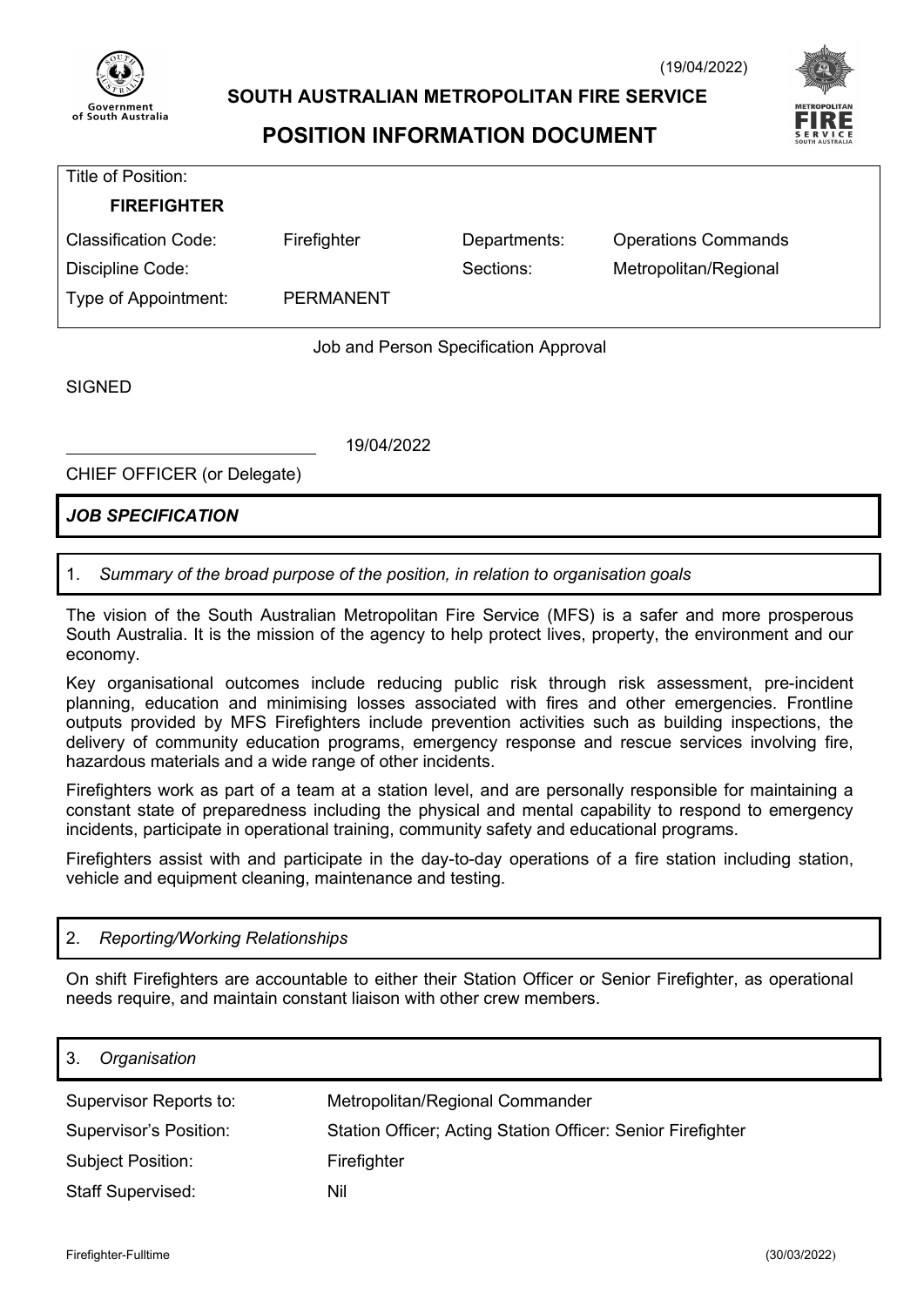(19/04/2022)

**SOUTH AUSTRALIAN METROPOLITAN FIRE SERVICE**

# POSITION INFORMATION DOCUMENT

| | | | |
|---|---|---|---|
| Title of Position: **FIREFIGHTER** | | | |
| Classification Code: | Firefighter | Departments: | Operations Commands |
| Discipline Code: | | Sections: | Metropolitan/Regional |
| Type of Appointment: | PERMANENT | | |

Job and Person Specification Approval

SIGNED

\_\_\_\_\_\_\_\_\_\_\_\_\_\_\_\_\_\_\_\_\_\_\_\_\_\_ 19/04/2022

CHIEF OFFICER (or Delegate)

## *JOB SPECIFICATION*

### 1. *Summary of the broad purpose of the position, in relation to organisation goals*

The vision of the South Australian Metropolitan Fire Service (MFS) is a safer and more prosperous South Australia. It is the mission of the agency to help protect lives, property, the environment and our economy.

Key organisational outcomes include reducing public risk through risk assessment, pre-incident planning, education and minimising losses associated with fires and other emergencies. Frontline outputs provided by MFS Firefighters include prevention activities such as building inspections, the delivery of community education programs, emergency response and rescue services involving fire, hazardous materials and a wide range of other incidents.

Firefighters work as part of a team at a station level, and are personally responsible for maintaining a constant state of preparedness including the physical and mental capability to respond to emergency incidents, participate in operational training, community safety and educational programs.

Firefighters assist with and participate in the day-to-day operations of a fire station including station, vehicle and equipment cleaning, maintenance and testing.

### 2. *Reporting/Working Relationships*

On shift Firefighters are accountable to either their Station Officer or Senior Firefighter, as operational needs require, and maintain constant liaison with other crew members.

### 3. *Organisation*

| | |
|---|---|
| Supervisor Reports to: | Metropolitan/Regional Commander |
| Supervisor's Position: | Station Officer; Acting Station Officer: Senior Firefighter |
| Subject Position: | Firefighter |
| Staff Supervised: | Nil |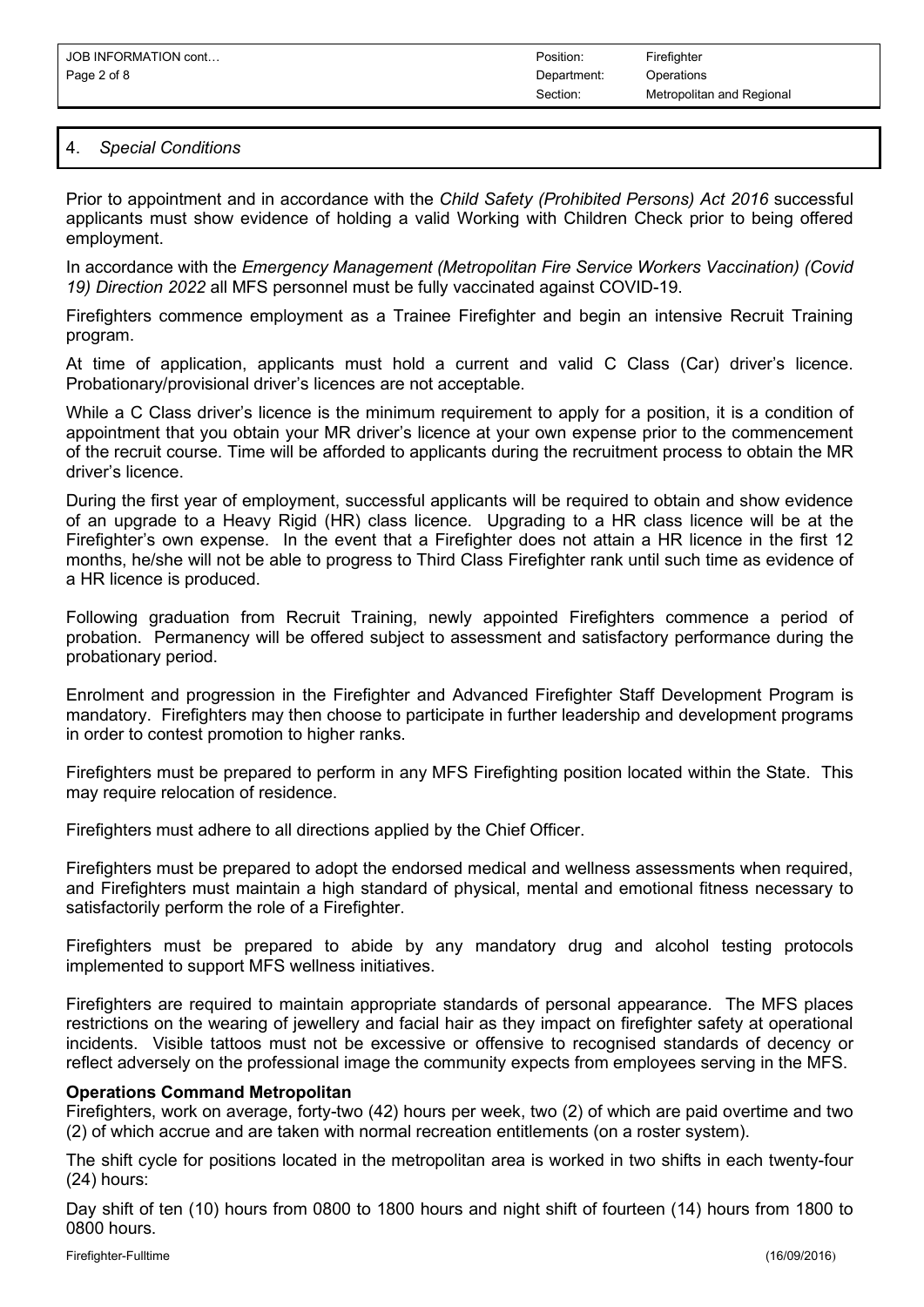## 4. *Special Conditions*

Prior to appointment and in accordance with the *Child Safety (Prohibited Persons) Act 2016* successful applicants must show evidence of holding a valid Working with Children Check prior to being offered employment.

In accordance with the *Emergency Management (Metropolitan Fire Service Workers Vaccination) (Covid 19) Direction 2022* all MFS personnel must be fully vaccinated against COVID-19.

Firefighters commence employment as a Trainee Firefighter and begin an intensive Recruit Training program.

At time of application, applicants must hold a current and valid C Class (Car) driver's licence. Probationary/provisional driver's licences are not acceptable.

While a C Class driver's licence is the minimum requirement to apply for a position, it is a condition of appointment that you obtain your MR driver's licence at your own expense prior to the commencement of the recruit course. Time will be afforded to applicants during the recruitment process to obtain the MR driver's licence.

During the first year of employment, successful applicants will be required to obtain and show evidence of an upgrade to a Heavy Rigid (HR) class licence. Upgrading to a HR class licence will be at the Firefighter's own expense. In the event that a Firefighter does not attain a HR licence in the first 12 months, he/she will not be able to progress to Third Class Firefighter rank until such time as evidence of a HR licence is produced.

Following graduation from Recruit Training, newly appointed Firefighters commence a period of probation. Permanency will be offered subject to assessment and satisfactory performance during the probationary period.

Enrolment and progression in the Firefighter and Advanced Firefighter Staff Development Program is mandatory. Firefighters may then choose to participate in further leadership and development programs in order to contest promotion to higher ranks.

Firefighters must be prepared to perform in any MFS Firefighting position located within the State. This may require relocation of residence.

Firefighters must adhere to all directions applied by the Chief Officer.

Firefighters must be prepared to adopt the endorsed medical and wellness assessments when required, and Firefighters must maintain a high standard of physical, mental and emotional fitness necessary to satisfactorily perform the role of a Firefighter.

Firefighters must be prepared to abide by any mandatory drug and alcohol testing protocols implemented to support MFS wellness initiatives.

Firefighters are required to maintain appropriate standards of personal appearance. The MFS places restrictions on the wearing of jewellery and facial hair as they impact on firefighter safety at operational incidents. Visible tattoos must not be excessive or offensive to recognised standards of decency or reflect adversely on the professional image the community expects from employees serving in the MFS.

**Operations Command Metropolitan**

Firefighters, work on average, forty-two (42) hours per week, two (2) of which are paid overtime and two (2) of which accrue and are taken with normal recreation entitlements (on a roster system).

The shift cycle for positions located in the metropolitan area is worked in two shifts in each twenty-four (24) hours:

Day shift of ten (10) hours from 0800 to 1800 hours and night shift of fourteen (14) hours from 1800 to 0800 hours.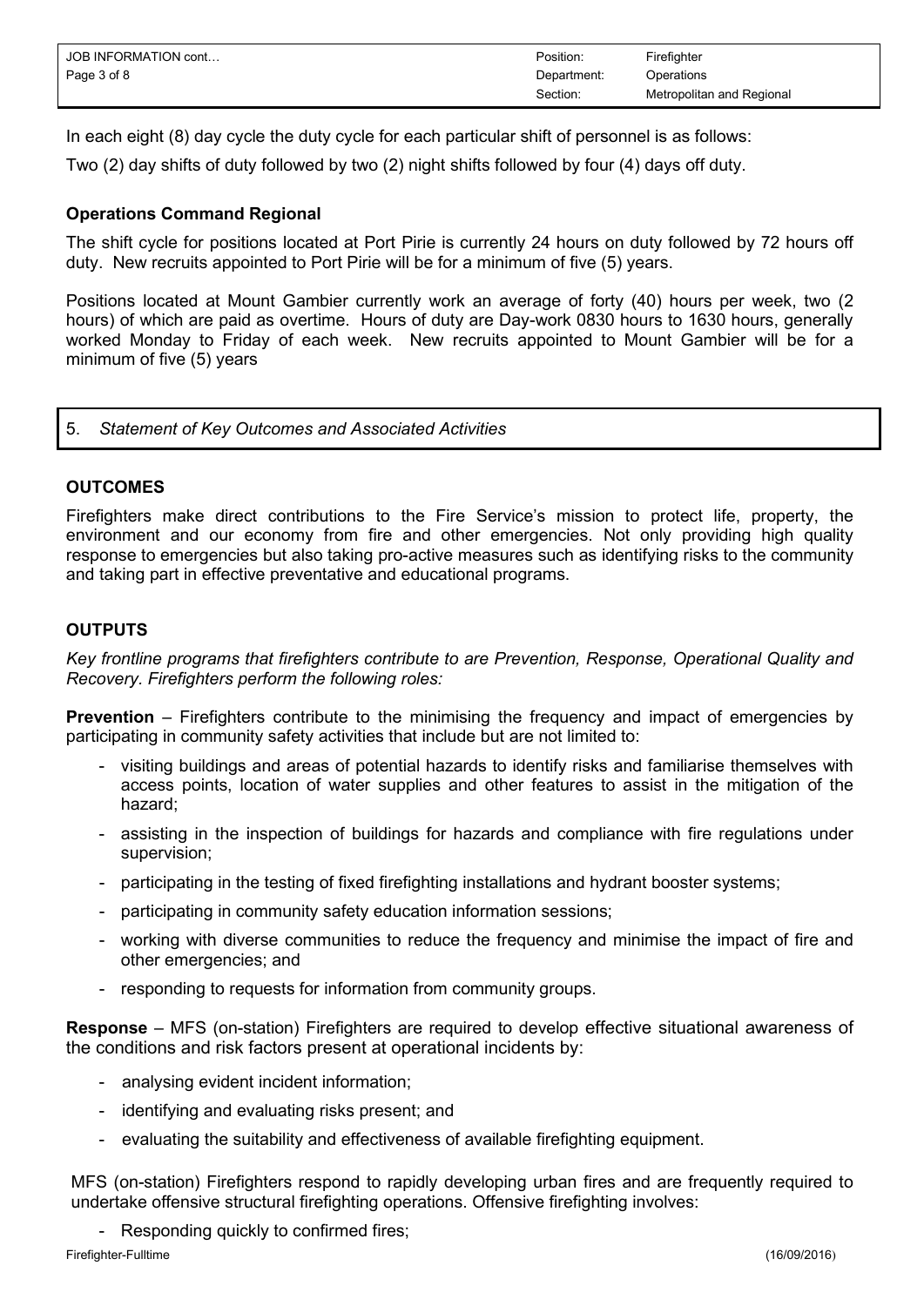In each eight (8) day cycle the duty cycle for each particular shift of personnel is as follows:

Two (2) day shifts of duty followed by two (2) night shifts followed by four (4) days off duty.

**Operations Command Regional**

The shift cycle for positions located at Port Pirie is currently 24 hours on duty followed by 72 hours off duty. New recruits appointed to Port Pirie will be for a minimum of five (5) years.

Positions located at Mount Gambier currently work an average of forty (40) hours per week, two (2 hours) of which are paid as overtime. Hours of duty are Day-work 0830 hours to 1630 hours, generally worked Monday to Friday of each week. New recruits appointed to Mount Gambier will be for a minimum of five (5) years

## 5. *Statement of Key Outcomes and Associated Activities*

**OUTCOMES**

Firefighters make direct contributions to the Fire Service's mission to protect life, property, the environment and our economy from fire and other emergencies. Not only providing high quality response to emergencies but also taking pro-active measures such as identifying risks to the community and taking part in effective preventative and educational programs.

**OUTPUTS**

*Key frontline programs that firefighters contribute to are Prevention, Response, Operational Quality and Recovery. Firefighters perform the following roles:*

**Prevention** – Firefighters contribute to the minimising the frequency and impact of emergencies by participating in community safety activities that include but are not limited to:

- visiting buildings and areas of potential hazards to identify risks and familiarise themselves with access points, location of water supplies and other features to assist in the mitigation of the hazard;
- assisting in the inspection of buildings for hazards and compliance with fire regulations under supervision;
- participating in the testing of fixed firefighting installations and hydrant booster systems;
- participating in community safety education information sessions;
- working with diverse communities to reduce the frequency and minimise the impact of fire and other emergencies; and
- responding to requests for information from community groups.

**Response** – MFS (on-station) Firefighters are required to develop effective situational awareness of the conditions and risk factors present at operational incidents by:

- analysing evident incident information;
- identifying and evaluating risks present; and
- evaluating the suitability and effectiveness of available firefighting equipment.

MFS (on-station) Firefighters respond to rapidly developing urban fires and are frequently required to undertake offensive structural firefighting operations. Offensive firefighting involves:

- Responding quickly to confirmed fires;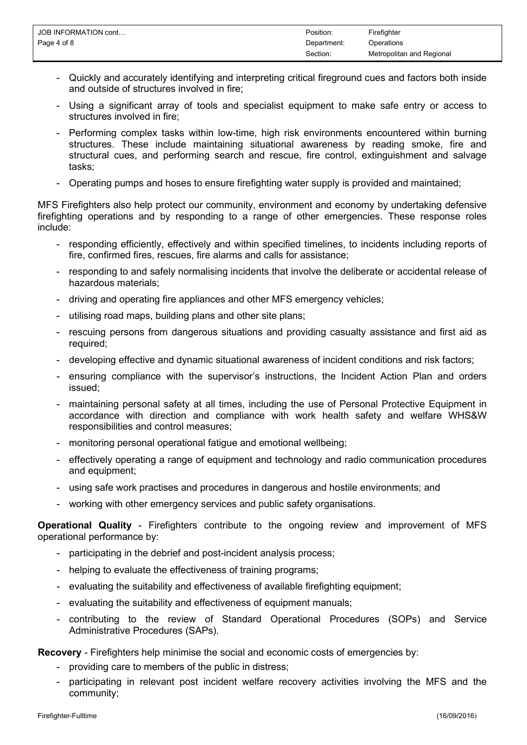- Quickly and accurately identifying and interpreting critical fireground cues and factors both inside and outside of structures involved in fire;
- Using a significant array of tools and specialist equipment to make safe entry or access to structures involved in fire;
- Performing complex tasks within low-time, high risk environments encountered within burning structures. These include maintaining situational awareness by reading smoke, fire and structural cues, and performing search and rescue, fire control, extinguishment and salvage tasks;
- Operating pumps and hoses to ensure firefighting water supply is provided and maintained;

MFS Firefighters also help protect our community, environment and economy by undertaking defensive firefighting operations and by responding to a range of other emergencies. These response roles include:

- responding efficiently, effectively and within specified timelines, to incidents including reports of fire, confirmed fires, rescues, fire alarms and calls for assistance;
- responding to and safely normalising incidents that involve the deliberate or accidental release of hazardous materials;
- driving and operating fire appliances and other MFS emergency vehicles;
- utilising road maps, building plans and other site plans;
- rescuing persons from dangerous situations and providing casualty assistance and first aid as required;
- developing effective and dynamic situational awareness of incident conditions and risk factors;
- ensuring compliance with the supervisor's instructions, the Incident Action Plan and orders issued;
- maintaining personal safety at all times, including the use of Personal Protective Equipment in accordance with direction and compliance with work health safety and welfare WHS&W responsibilities and control measures;
- monitoring personal operational fatigue and emotional wellbeing;
- effectively operating a range of equipment and technology and radio communication procedures and equipment;
- using safe work practises and procedures in dangerous and hostile environments; and
- working with other emergency services and public safety organisations.

**Operational Quality** - Firefighters contribute to the ongoing review and improvement of MFS operational performance by:

- participating in the debrief and post-incident analysis process;
- helping to evaluate the effectiveness of training programs;
- evaluating the suitability and effectiveness of available firefighting equipment;
- evaluating the suitability and effectiveness of equipment manuals;
- contributing to the review of Standard Operational Procedures (SOPs) and Service Administrative Procedures (SAPs).

**Recovery** - Firefighters help minimise the social and economic costs of emergencies by:

- providing care to members of the public in distress;
- participating in relevant post incident welfare recovery activities involving the MFS and the community;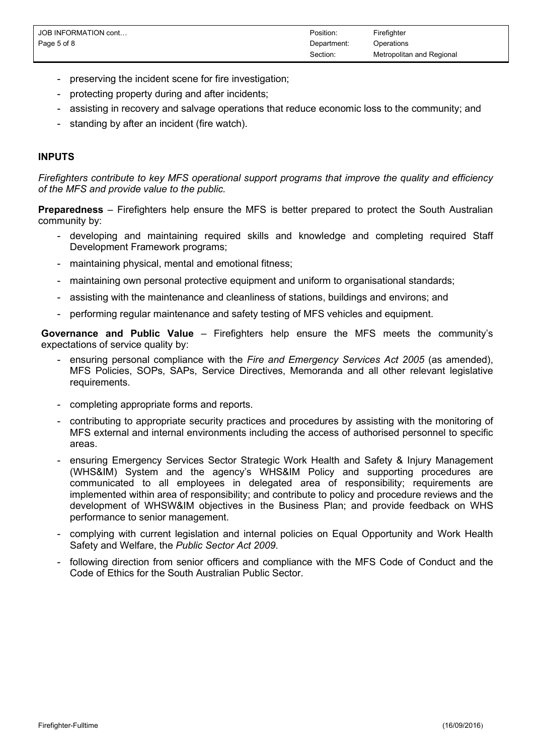- preserving the incident scene for fire investigation;
- protecting property during and after incidents;
- assisting in recovery and salvage operations that reduce economic loss to the community; and
- standing by after an incident (fire watch).

## INPUTS

*Firefighters contribute to key MFS operational support programs that improve the quality and efficiency of the MFS and provide value to the public.*

**Preparedness** – Firefighters help ensure the MFS is better prepared to protect the South Australian community by:

- developing and maintaining required skills and knowledge and completing required Staff Development Framework programs;
- maintaining physical, mental and emotional fitness;
- maintaining own personal protective equipment and uniform to organisational standards;
- assisting with the maintenance and cleanliness of stations, buildings and environs; and
- performing regular maintenance and safety testing of MFS vehicles and equipment.

**Governance and Public Value** – Firefighters help ensure the MFS meets the community's expectations of service quality by:

- ensuring personal compliance with the *Fire and Emergency Services Act 2005* (as amended), MFS Policies, SOPs, SAPs, Service Directives, Memoranda and all other relevant legislative requirements.
- completing appropriate forms and reports.
- contributing to appropriate security practices and procedures by assisting with the monitoring of MFS external and internal environments including the access of authorised personnel to specific areas.
- ensuring Emergency Services Sector Strategic Work Health and Safety & Injury Management (WHS&IM) System and the agency's WHS&IM Policy and supporting procedures are communicated to all employees in delegated area of responsibility; requirements are implemented within area of responsibility; and contribute to policy and procedure reviews and the development of WHSW&IM objectives in the Business Plan; and provide feedback on WHS performance to senior management.
- complying with current legislation and internal policies on Equal Opportunity and Work Health Safety and Welfare, the *Public Sector Act 2009*.
- following direction from senior officers and compliance with the MFS Code of Conduct and the Code of Ethics for the South Australian Public Sector.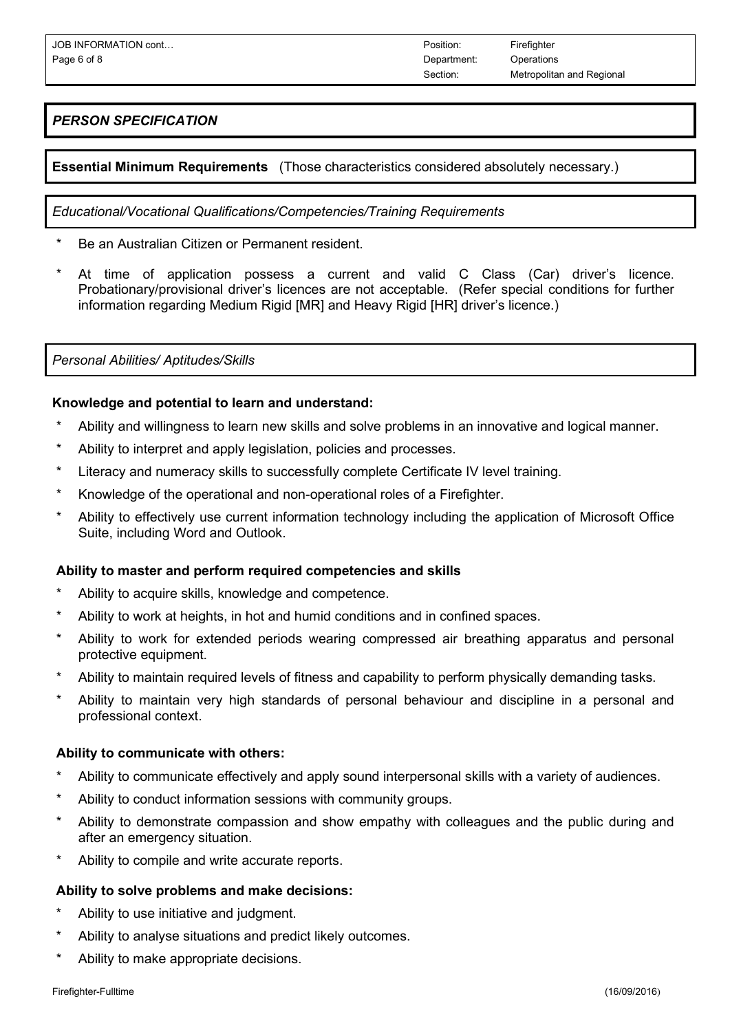## *PERSON SPECIFICATION*

**Essential Minimum Requirements** (Those characteristics considered absolutely necessary.)

*Educational/Vocational Qualifications/Competencies/Training Requirements*

* Be an Australian Citizen or Permanent resident.
* At time of application possess a current and valid C Class (Car) driver's licence. Probationary/provisional driver's licences are not acceptable. (Refer special conditions for further information regarding Medium Rigid [MR] and Heavy Rigid [HR] driver's licence.)

*Personal Abilities/ Aptitudes/Skills*

**Knowledge and potential to learn and understand:**

* Ability and willingness to learn new skills and solve problems in an innovative and logical manner.
* Ability to interpret and apply legislation, policies and processes.
* Literacy and numeracy skills to successfully complete Certificate IV level training.
* Knowledge of the operational and non-operational roles of a Firefighter.
* Ability to effectively use current information technology including the application of Microsoft Office Suite, including Word and Outlook.

**Ability to master and perform required competencies and skills**

* Ability to acquire skills, knowledge and competence.
* Ability to work at heights, in hot and humid conditions and in confined spaces.
* Ability to work for extended periods wearing compressed air breathing apparatus and personal protective equipment.
* Ability to maintain required levels of fitness and capability to perform physically demanding tasks.
* Ability to maintain very high standards of personal behaviour and discipline in a personal and professional context.

**Ability to communicate with others:**

* Ability to communicate effectively and apply sound interpersonal skills with a variety of audiences.
* Ability to conduct information sessions with community groups.
* Ability to demonstrate compassion and show empathy with colleagues and the public during and after an emergency situation.
* Ability to compile and write accurate reports.

**Ability to solve problems and make decisions:**

* Ability to use initiative and judgment.
* Ability to analyse situations and predict likely outcomes.
* Ability to make appropriate decisions.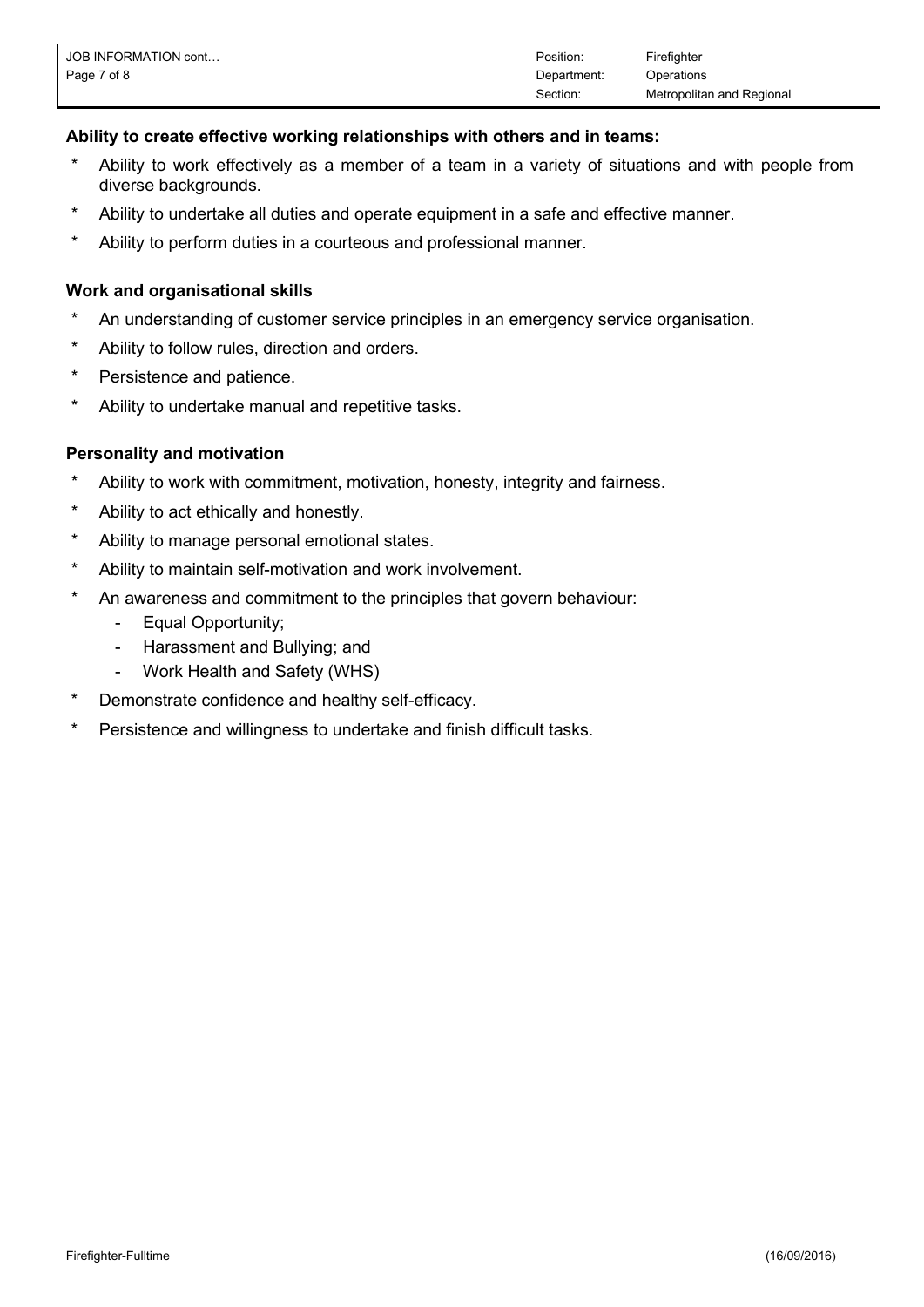**Ability to create effective working relationships with others and in teams:**

* Ability to work effectively as a member of a team in a variety of situations and with people from diverse backgrounds.
* Ability to undertake all duties and operate equipment in a safe and effective manner.
* Ability to perform duties in a courteous and professional manner.

**Work and organisational skills**

* An understanding of customer service principles in an emergency service organisation.
* Ability to follow rules, direction and orders.
* Persistence and patience.
* Ability to undertake manual and repetitive tasks.

**Personality and motivation**

* Ability to work with commitment, motivation, honesty, integrity and fairness.
* Ability to act ethically and honestly.
* Ability to manage personal emotional states.
* Ability to maintain self-motivation and work involvement.
* An awareness and commitment to the principles that govern behaviour:
    - Equal Opportunity;
    - Harassment and Bullying; and
    - Work Health and Safety (WHS)
* Demonstrate confidence and healthy self-efficacy.
* Persistence and willingness to undertake and finish difficult tasks.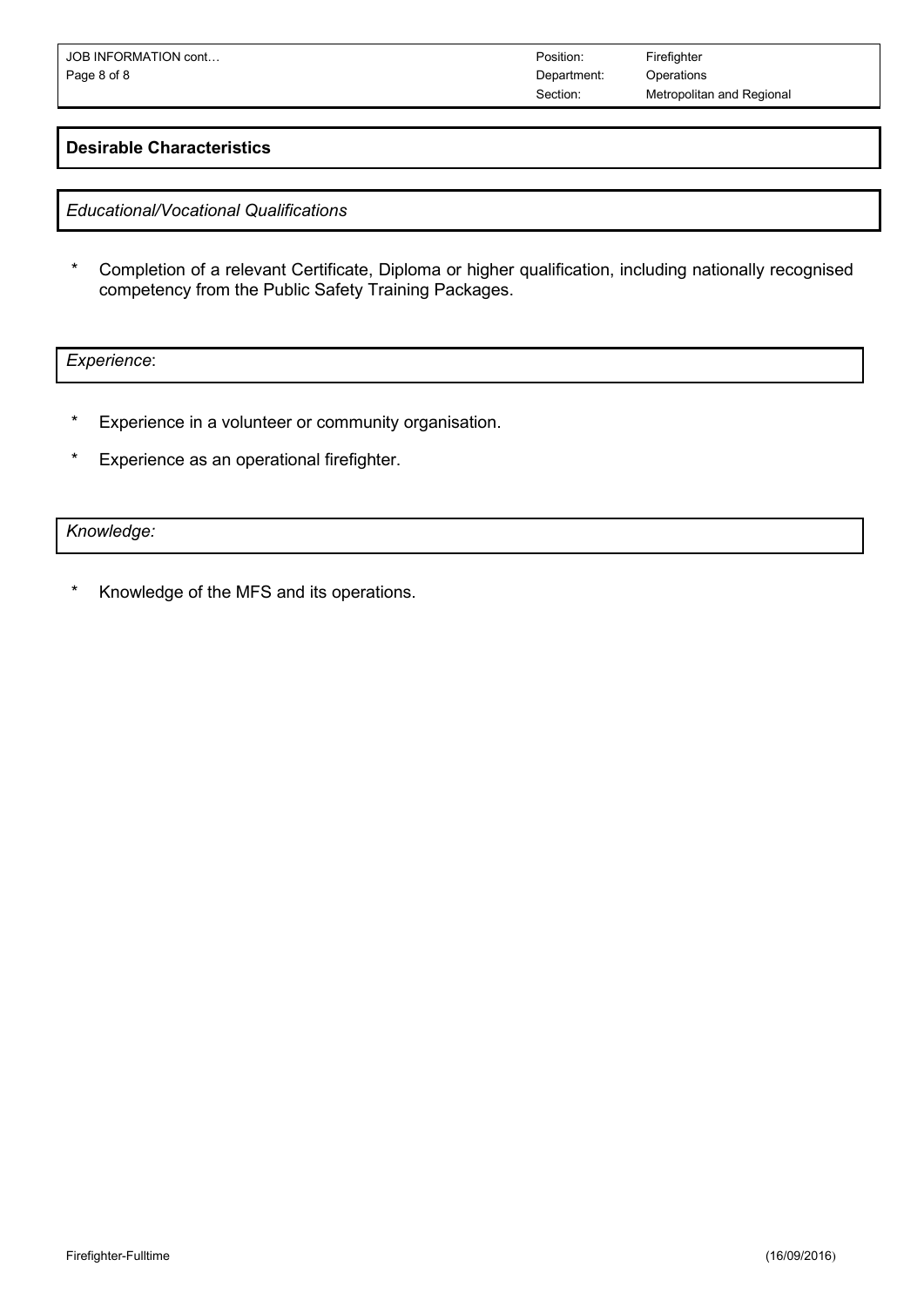## Desirable Characteristics

*Educational/Vocational Qualifications*

* Completion of a relevant Certificate, Diploma or higher qualification, including nationally recognised competency from the Public Safety Training Packages.

*Experience*:

* Experience in a volunteer or community organisation.
* Experience as an operational firefighter.

*Knowledge:*

* Knowledge of the MFS and its operations.